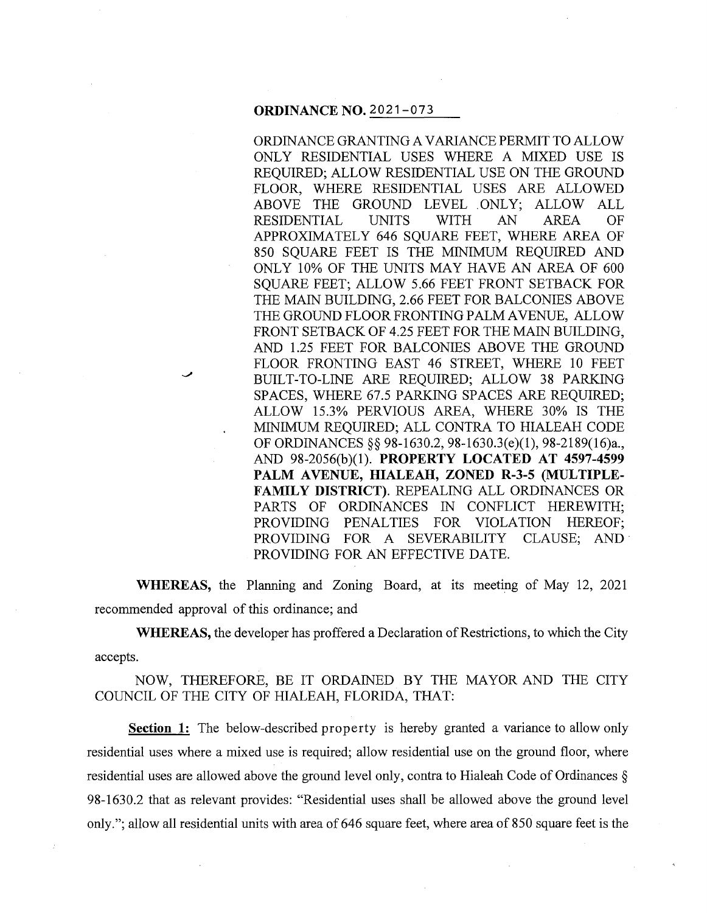**ORDINANCE NO. 2021-073**

ORDINANCE GRANTING A VARIANCE PERMIT TO ALLOW ONLY RESIDENTIAL USES WHERE A MIXED USE IS REQUIRED; ALLOW RESIDENTIAL USE ON THE GROUND FLOOR, WHERE RESIDENTIAL USES ARE ALLOWED ABOVE THE GROUND LEVEL ONLY; ALLOW ALL RESIDENTIAL UNITS WITH AN AREA OF APPROXIMATELY 646 SQUARE FEET, WHERE AREA OF 850 SQUARE FEET IS THE MINIMUM REQUIRED AND ONLY 10% OF THE UNITS MAY HAVE AN AREA OF 600 SQUARE FEET; ALLOW 5.66 FEET FRONT SETBACK FOR THE MAIN BUILDING, 2.66 FEET FOR BALCONIES ABOVE THE GROUND FLOOR FRONTING PALM AVENUE, ALLOW FRONT SETBACK OF 4.25 FEET FOR THE MAIN BUILDING, AND 1.25 FEET FOR BALCONIES ABOVE THE GROUND FLOOR FRONTING EAST 46 STREET, WHERE 10 FEET BUILT-TO-LINE ARE REQUIRED; ALLOW 38 PARKING SPACES, WHERE 67.5 PARKING SPACES ARE REQUIRED; ALLOW 15.3% PERVIOUS AREA, WHERE 30% IS THE MINIMUM REQUIRED; ALL CONTRA TO HIALEAH CODE OF ORDINANCES §§ 98-1630.2, 98-1630.3(e)(1), 98-2189(16)a., AND 98-2056(b)(1). **PROPERTY LOCATED AT 4597-4599 PALM AVENUE, HIALEAH, ZONED R-3-5 (MULTIPLE-FAMILY DISTRICT)**. REPEALING ALL ORDINANCES OR PARTS OF ORDINANCES IN CONFLICT HEREWITH; PROVIDING PENALTIES FOR VIOLATION HEREOF; PROVIDING FOR A SEVERABILITY CLAUSE; AND PROVIDING FOR AN EFFECTIVE DATE.

**WHEREAS,** the Planning and Zoning Board, at its meeting of May 12, 2021 recommended approval of this ordinance; and

**WHEREAS,** the developer has proffered a Declaration of Restrictions, to which the City accepts.

NOW, THEREFORE, BE IT ORDAINED BY THE MAYOR AND THE CITY COUNCIL OF THE CITY OF HIALEAH, FLORIDA, THAT:

**Section 1:** The below-described property is hereby granted a variance to allow only residential uses where a mixed use is required; allow residential use on the ground floor, where residential uses are allowed above the ground level only, contra to Hialeah Code of Ordinances § 98-1630.2 that as relevant provides: "Residential uses shall be allowed above the ground level only."; allow all residential units with area of 646 square feet, where area of 850 square feet is the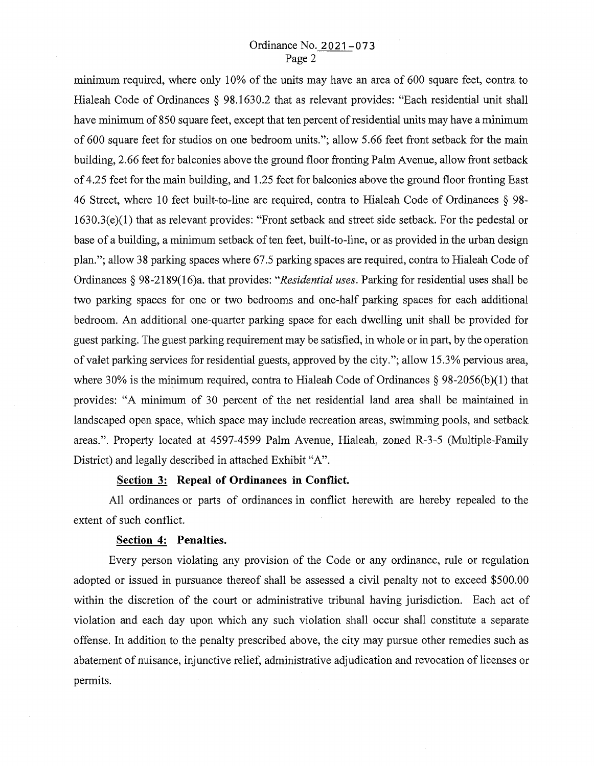minimum required, where only 10% of the units may have an area of 600 square feet, contra to Hialeah Code of Ordinances § 98.1630.2 that as relevant provides: "Each residential unit shall have minimum of 850 square feet, except that ten percent of residential units may have a minimum of 600 square feet for studios on one bedroom units."; allow 5.66 feet front setback for the main building, 2.66 feet for balconies above the ground floor fronting Palm Avenue, allow front setback of 4.25 feet for the main building, and 1.25 feet for balconies above the ground floor fronting East 46 Street, where 10 feet built-to-line are required, contra to Hialeah Code of Ordinances § 98-1630.3(e)(1) that as relevant provides: "Front setback and street side setback. For the pedestal or base of a building, a minimum setback of ten feet, built-to-line, or as provided in the urban design plan."; allow 38 parking spaces where 67.5 parking spaces are required, contra to Hialeah Code of Ordinances § 98-2189(16)a. that provides: "*Residential uses*. Parking for residential uses shall be two parking spaces for one or two bedrooms and one-half parking spaces for each additional bedroom. An additional one-quarter parking space for each dwelling unit shall be provided for guest parking. The guest parking requirement may be satisfied, in whole or in part, by the operation of valet parking services for residential guests, approved by the city."; allow 15.3% pervious area, where 30% is the minimum required, contra to Hialeah Code of Ordinances § 98-2056(b)(1) that provides: "A minimum of 30 percent of the net residential land area shall be maintained in landscaped open space, which space may include recreation areas, swimming pools, and setback areas.". Property located at 4597-4599 Palm Avenue, Hialeah, zoned R-3-5 (Multiple-Family District) and legally described in attached Exhibit "A".

**Section 3: Repeal of Ordinances in Conflict.**

All ordinances or parts of ordinances in conflict herewith are hereby repealed to the extent of such conflict.

**Section 4: Penalties.**

Every person violating any provision of the Code or any ordinance, rule or regulation adopted or issued in pursuance thereof shall be assessed a civil penalty not to exceed $500.00 within the discretion of the court or administrative tribunal having jurisdiction. Each act of violation and each day upon which any such violation shall occur shall constitute a separate offense. In addition to the penalty prescribed above, the city may pursue other remedies such as abatement of nuisance, injunctive relief, administrative adjudication and revocation of licenses or permits.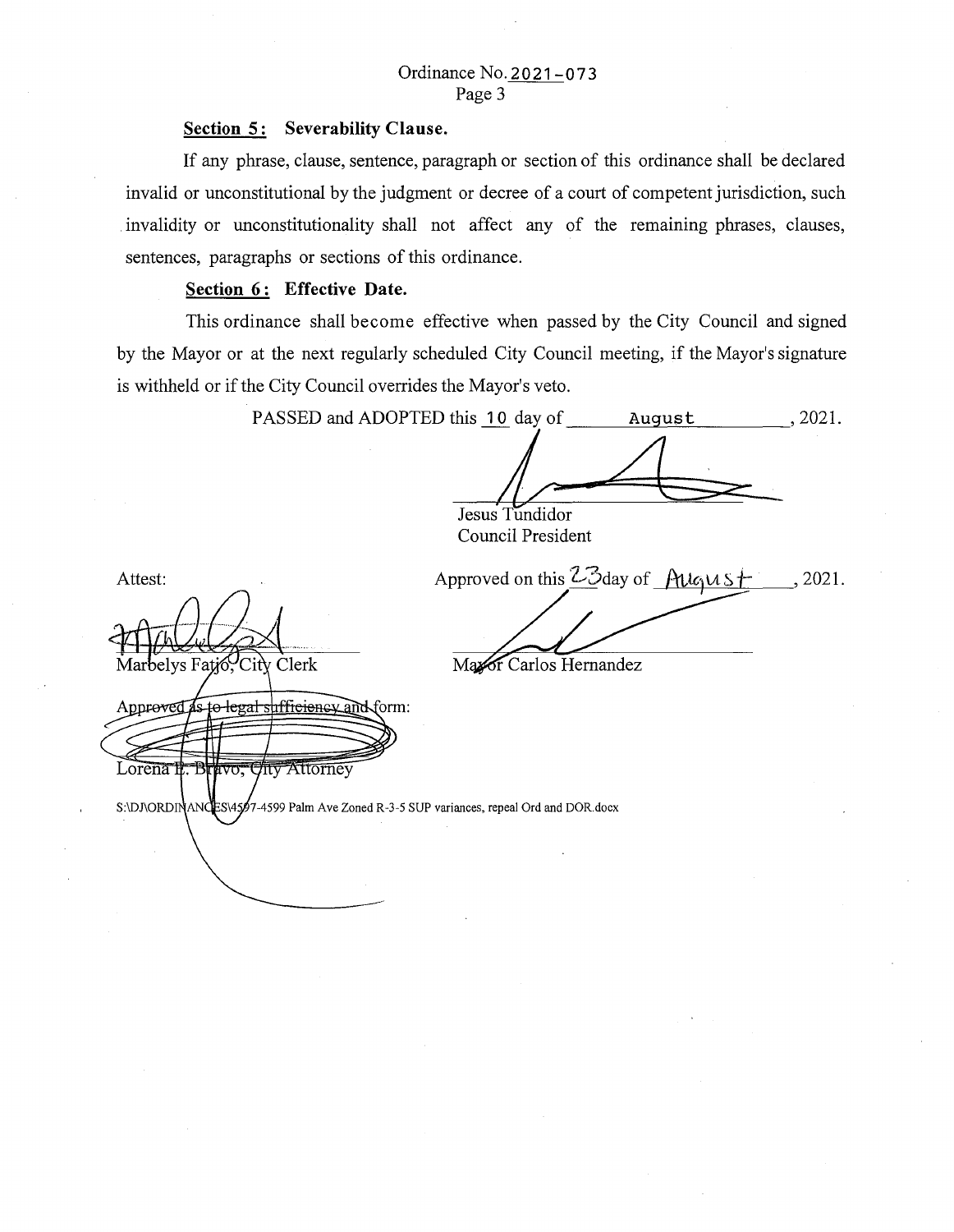Ordinance No. 2021-073

**Section 5: Severability Clause.**

If any phrase, clause, sentence, paragraph or section of this ordinance shall be declared invalid or unconstitutional by the judgment or decree of a court of competent jurisdiction, such invalidity or unconstitutionality shall not affect any of the remaining phrases, clauses, sentences, paragraphs or sections of this ordinance.

**Section 6: Effective Date.**

This ordinance shall become effective when passed by the City Council and signed by the Mayor or at the next regularly scheduled City Council meeting, if the Mayor's signature is withheld or if the City Council overrides the Mayor's veto.

PASSED and ADOPTED this 10 day of August, 2021.

Jesus Tundidor
Council President

Attest:

Marbelys Fatjo, City Clerk

Approved on this 23 day of August, 2021.

Mayor Carlos Hernandez

Approved as to legal sufficiency and form:

Lorena E. Bravo, City Attorney

S:\DJ\ORDINANCES\4597-4599 Palm Ave Zoned R-3-5 SUP variances, repeal Ord and DOR.docx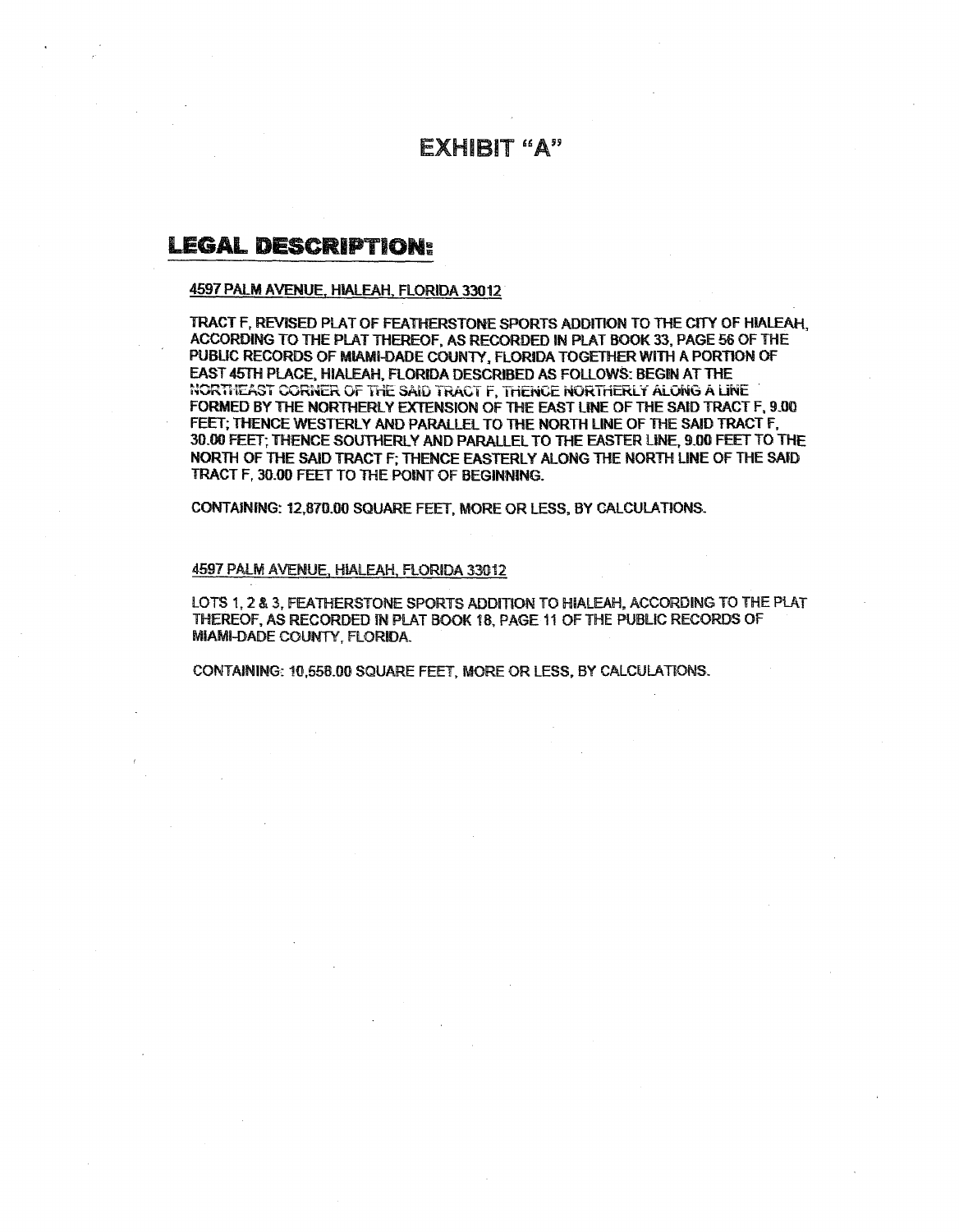# EXHIBIT "A"

## LEGAL DESCRIPTION:

4597 PALM AVENUE, HIALEAH, FLORIDA 33012

TRACT F, REVISED PLAT OF FEATHERSTONE SPORTS ADDITION TO THE CITY OF HIALEAH, ACCORDING TO THE PLAT THEREOF, AS RECORDED IN PLAT BOOK 33, PAGE 56 OF THE PUBLIC RECORDS OF MIAMI-DADE COUNTY, FLORIDA TOGETHER WITH A PORTION OF EAST 45TH PLACE, HIALEAH, FLORIDA DESCRIBED AS FOLLOWS: BEGIN AT THE NORTHEAST CORNER OF THE SAID TRACT F, THENCE NORTHERLY ALONG A LINE FORMED BY THE NORTHERLY EXTENSION OF THE EAST LINE OF THE SAID TRACT F, 9.00 FEET; THENCE WESTERLY AND PARALLEL TO THE NORTH LINE OF THE SAID TRACT F, 30.00 FEET; THENCE SOUTHERLY AND PARALLEL TO THE EASTER LINE, 9.00 FEET TO THE NORTH OF THE SAID TRACT F; THENCE EASTERLY ALONG THE NORTH LINE OF THE SAID TRACT F, 30.00 FEET TO THE POINT OF BEGINNING.

CONTAINING: 12,870.00 SQUARE FEET, MORE OR LESS, BY CALCULATIONS.

4597 PALM AVENUE, HIALEAH, FLORIDA 33012

LOTS 1, 2 & 3, FEATHERSTONE SPORTS ADDITION TO HIALEAH, ACCORDING TO THE PLAT THEREOF, AS RECORDED IN PLAT BOOK 18, PAGE 11 OF THE PUBLIC RECORDS OF MIAMI-DADE COUNTY, FLORIDA.

CONTAINING: 10,558.00 SQUARE FEET, MORE OR LESS, BY CALCULATIONS.